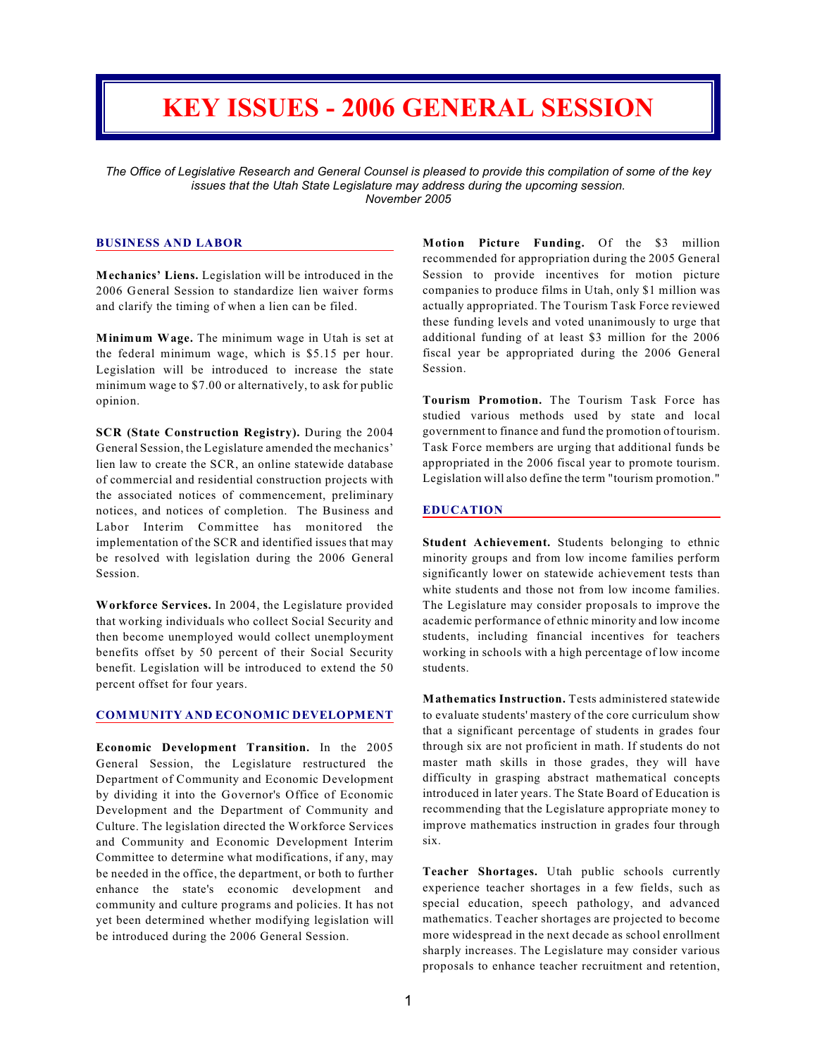# KEY ISSUES - 2006 GENERAL SESSION

*The Office of Legislative Research and General Counsel is pleased to provide this compilation of some of the key issues that the Utah State Legislature may address during the upcoming session.*
*November 2005*

## BUSINESS AND LABOR

**Mechanics' Liens.** Legislation will be introduced in the 2006 General Session to standardize lien waiver forms and clarify the timing of when a lien can be filed.

**Minimum Wage.** The minimum wage in Utah is set at the federal minimum wage, which is $5.15 per hour. Legislation will be introduced to increase the state minimum wage to $7.00 or alternatively, to ask for public opinion.

**SCR (State Construction Registry).** During the 2004 General Session, the Legislature amended the mechanics' lien law to create the SCR, an online statewide database of commercial and residential construction projects with the associated notices of commencement, preliminary notices, and notices of completion. The Business and Labor Interim Committee has monitored the implementation of the SCR and identified issues that may be resolved with legislation during the 2006 General Session.

**Workforce Services.** In 2004, the Legislature provided that working individuals who collect Social Security and then become unemployed would collect unemployment benefits offset by 50 percent of their Social Security benefit. Legislation will be introduced to extend the 50 percent offset for four years.

## COMMUNITY AND ECONOMIC DEVELOPMENT

**Economic Development Transition.** In the 2005 General Session, the Legislature restructured the Department of Community and Economic Development by dividing it into the Governor's Office of Economic Development and the Department of Community and Culture. The legislation directed the Workforce Services and Community and Economic Development Interim Committee to determine what modifications, if any, may be needed in the office, the department, or both to further enhance the state's economic development and community and culture programs and policies. It has not yet been determined whether modifying legislation will be introduced during the 2006 General Session.

**Motion Picture Funding.** Of the $3 million recommended for appropriation during the 2005 General Session to provide incentives for motion picture companies to produce films in Utah, only $1 million was actually appropriated. The Tourism Task Force reviewed these funding levels and voted unanimously to urge that additional funding of at least $3 million for the 2006 fiscal year be appropriated during the 2006 General Session.

**Tourism Promotion.** The Tourism Task Force has studied various methods used by state and local government to finance and fund the promotion of tourism. Task Force members are urging that additional funds be appropriated in the 2006 fiscal year to promote tourism. Legislation will also define the term "tourism promotion."

## EDUCATION

**Student Achievement.** Students belonging to ethnic minority groups and from low income families perform significantly lower on statewide achievement tests than white students and those not from low income families. The Legislature may consider proposals to improve the academic performance of ethnic minority and low income students, including financial incentives for teachers working in schools with a high percentage of low income students.

**Mathematics Instruction.** Tests administered statewide to evaluate students' mastery of the core curriculum show that a significant percentage of students in grades four through six are not proficient in math. If students do not master math skills in those grades, they will have difficulty in grasping abstract mathematical concepts introduced in later years. The State Board of Education is recommending that the Legislature appropriate money to improve mathematics instruction in grades four through six.

**Teacher Shortages.** Utah public schools currently experience teacher shortages in a few fields, such as special education, speech pathology, and advanced mathematics. Teacher shortages are projected to become more widespread in the next decade as school enrollment sharply increases. The Legislature may consider various proposals to enhance teacher recruitment and retention,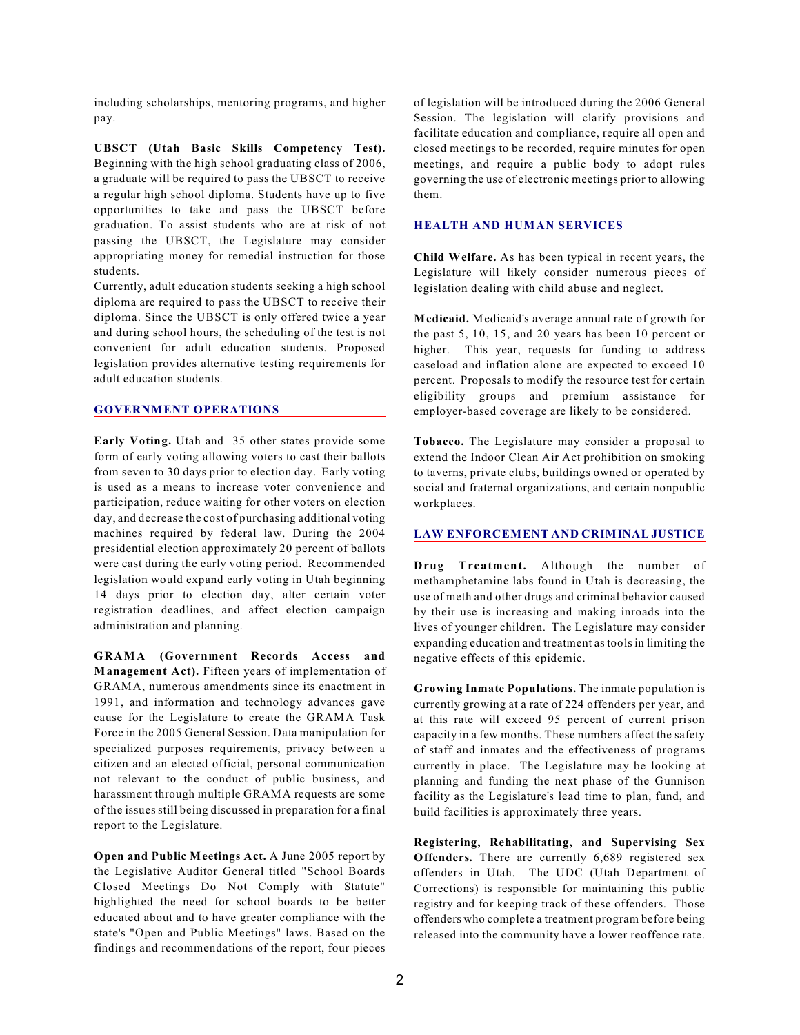including scholarships, mentoring programs, and higher pay.

**UBSCT (Utah Basic Skills Competency Test).** Beginning with the high school graduating class of 2006, a graduate will be required to pass the UBSCT to receive a regular high school diploma. Students have up to five opportunities to take and pass the UBSCT before graduation. To assist students who are at risk of not passing the UBSCT, the Legislature may consider appropriating money for remedial instruction for those students.

Currently, adult education students seeking a high school diploma are required to pass the UBSCT to receive their diploma. Since the UBSCT is only offered twice a year and during school hours, the scheduling of the test is not convenient for adult education students. Proposed legislation provides alternative testing requirements for adult education students.

## GOVERNMENT OPERATIONS

**Early Voting.** Utah and 35 other states provide some form of early voting allowing voters to cast their ballots from seven to 30 days prior to election day. Early voting is used as a means to increase voter convenience and participation, reduce waiting for other voters on election day, and decrease the cost of purchasing additional voting machines required by federal law. During the 2004 presidential election approximately 20 percent of ballots were cast during the early voting period. Recommended legislation would expand early voting in Utah beginning 14 days prior to election day, alter certain voter registration deadlines, and affect election campaign administration and planning.

**GRAMA (Government Records Access and Management Act).** Fifteen years of implementation of GRAMA, numerous amendments since its enactment in 1991, and information and technology advances gave cause for the Legislature to create the GRAMA Task Force in the 2005 General Session. Data manipulation for specialized purposes requirements, privacy between a citizen and an elected official, personal communication not relevant to the conduct of public business, and harassment through multiple GRAMA requests are some of the issues still being discussed in preparation for a final report to the Legislature.

**Open and Public Meetings Act.** A June 2005 report by the Legislative Auditor General titled "School Boards Closed Meetings Do Not Comply with Statute" highlighted the need for school boards to be better educated about and to have greater compliance with the state's "Open and Public Meetings" laws. Based on the findings and recommendations of the report, four pieces of legislation will be introduced during the 2006 General Session. The legislation will clarify provisions and facilitate education and compliance, require all open and closed meetings to be recorded, require minutes for open meetings, and require a public body to adopt rules governing the use of electronic meetings prior to allowing them.

## HEALTH AND HUMAN SERVICES

**Child Welfare.** As has been typical in recent years, the Legislature will likely consider numerous pieces of legislation dealing with child abuse and neglect.

**Medicaid.** Medicaid's average annual rate of growth for the past 5, 10, 15, and 20 years has been 10 percent or higher. This year, requests for funding to address caseload and inflation alone are expected to exceed 10 percent. Proposals to modify the resource test for certain eligibility groups and premium assistance for employer-based coverage are likely to be considered.

**Tobacco.** The Legislature may consider a proposal to extend the Indoor Clean Air Act prohibition on smoking to taverns, private clubs, buildings owned or operated by social and fraternal organizations, and certain nonpublic workplaces.

## LAW ENFORCEMENT AND CRIMINAL JUSTICE

**Drug Treatment.** Although the number of methamphetamine labs found in Utah is decreasing, the use of meth and other drugs and criminal behavior caused by their use is increasing and making inroads into the lives of younger children. The Legislature may consider expanding education and treatment as tools in limiting the negative effects of this epidemic.

**Growing Inmate Populations.** The inmate population is currently growing at a rate of 224 offenders per year, and at this rate will exceed 95 percent of current prison capacity in a few months. These numbers affect the safety of staff and inmates and the effectiveness of programs currently in place. The Legislature may be looking at planning and funding the next phase of the Gunnison facility as the Legislature's lead time to plan, fund, and build facilities is approximately three years.

**Registering, Rehabilitating, and Supervising Sex Offenders.** There are currently 6,689 registered sex offenders in Utah. The UDC (Utah Department of Corrections) is responsible for maintaining this public registry and for keeping track of these offenders. Those offenders who complete a treatment program before being released into the community have a lower reoffence rate.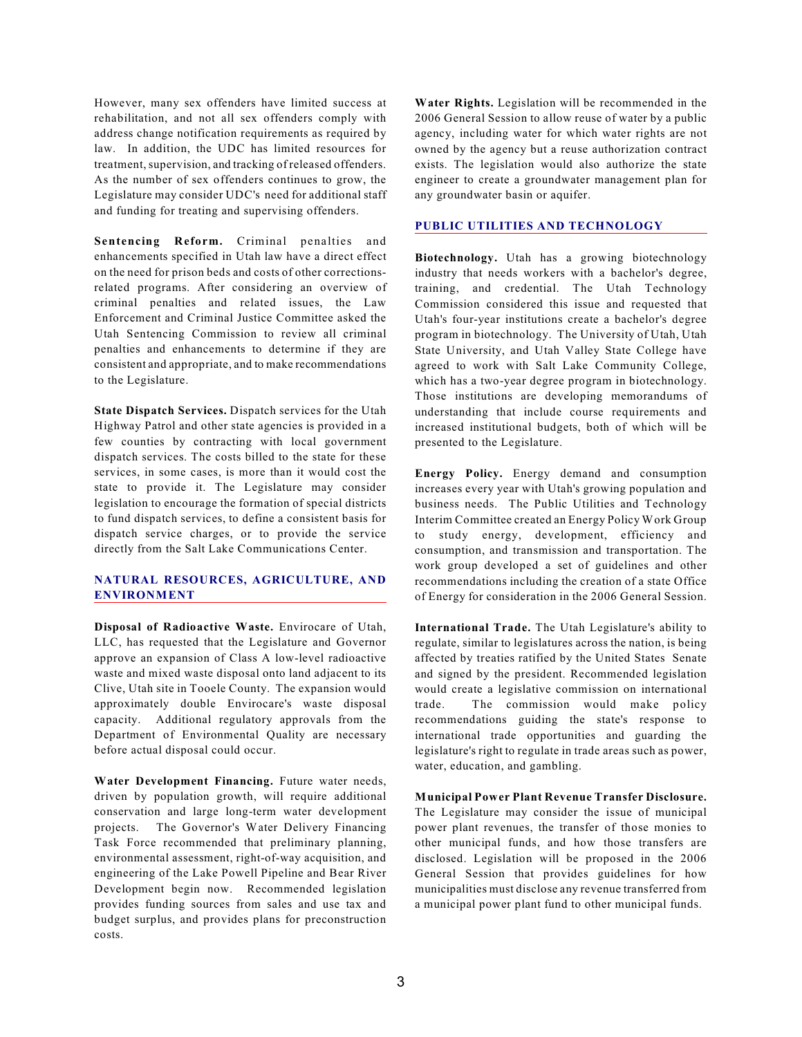However, many sex offenders have limited success at rehabilitation, and not all sex offenders comply with address change notification requirements as required by law. In addition, the UDC has limited resources for treatment, supervision, and tracking of released offenders. As the number of sex offenders continues to grow, the Legislature may consider UDC's need for additional staff and funding for treating and supervising offenders.

**Sentencing Reform.** Criminal penalties and enhancements specified in Utah law have a direct effect on the need for prison beds and costs of other corrections-related programs. After considering an overview of criminal penalties and related issues, the Law Enforcement and Criminal Justice Committee asked the Utah Sentencing Commission to review all criminal penalties and enhancements to determine if they are consistent and appropriate, and to make recommendations to the Legislature.

**State Dispatch Services.** Dispatch services for the Utah Highway Patrol and other state agencies is provided in a few counties by contracting with local government dispatch services. The costs billed to the state for these services, in some cases, is more than it would cost the state to provide it. The Legislature may consider legislation to encourage the formation of special districts to fund dispatch services, to define a consistent basis for dispatch service charges, or to provide the service directly from the Salt Lake Communications Center.

## NATURAL RESOURCES, AGRICULTURE, AND ENVIRONMENT

**Disposal of Radioactive Waste.** Envirocare of Utah, LLC, has requested that the Legislature and Governor approve an expansion of Class A low-level radioactive waste and mixed waste disposal onto land adjacent to its Clive, Utah site in Tooele County. The expansion would approximately double Envirocare's waste disposal capacity. Additional regulatory approvals from the Department of Environmental Quality are necessary before actual disposal could occur.

**Water Development Financing.** Future water needs, driven by population growth, will require additional conservation and large long-term water development projects. The Governor's Water Delivery Financing Task Force recommended that preliminary planning, environmental assessment, right-of-way acquisition, and engineering of the Lake Powell Pipeline and Bear River Development begin now. Recommended legislation provides funding sources from sales and use tax and budget surplus, and provides plans for preconstruction costs.

**Water Rights.** Legislation will be recommended in the 2006 General Session to allow reuse of water by a public agency, including water for which water rights are not owned by the agency but a reuse authorization contract exists. The legislation would also authorize the state engineer to create a groundwater management plan for any groundwater basin or aquifer.

## PUBLIC UTILITIES AND TECHNOLOGY

**Biotechnology.** Utah has a growing biotechnology industry that needs workers with a bachelor's degree, training, and credential. The Utah Technology Commission considered this issue and requested that Utah's four-year institutions create a bachelor's degree program in biotechnology. The University of Utah, Utah State University, and Utah Valley State College have agreed to work with Salt Lake Community College, which has a two-year degree program in biotechnology. Those institutions are developing memorandums of understanding that include course requirements and increased institutional budgets, both of which will be presented to the Legislature.

**Energy Policy.** Energy demand and consumption increases every year with Utah's growing population and business needs. The Public Utilities and Technology Interim Committee created an Energy Policy Work Group to study energy, development, efficiency and consumption, and transmission and transportation. The work group developed a set of guidelines and other recommendations including the creation of a state Office of Energy for consideration in the 2006 General Session.

**International Trade.** The Utah Legislature's ability to regulate, similar to legislatures across the nation, is being affected by treaties ratified by the United States Senate and signed by the president. Recommended legislation would create a legislative commission on international trade. The commission would make policy recommendations guiding the state's response to international trade opportunities and guarding the legislature's right to regulate in trade areas such as power, water, education, and gambling.

**Municipal Power Plant Revenue Transfer Disclosure.** The Legislature may consider the issue of municipal power plant revenues, the transfer of those monies to other municipal funds, and how those transfers are disclosed. Legislation will be proposed in the 2006 General Session that provides guidelines for how municipalities must disclose any revenue transferred from a municipal power plant fund to other municipal funds.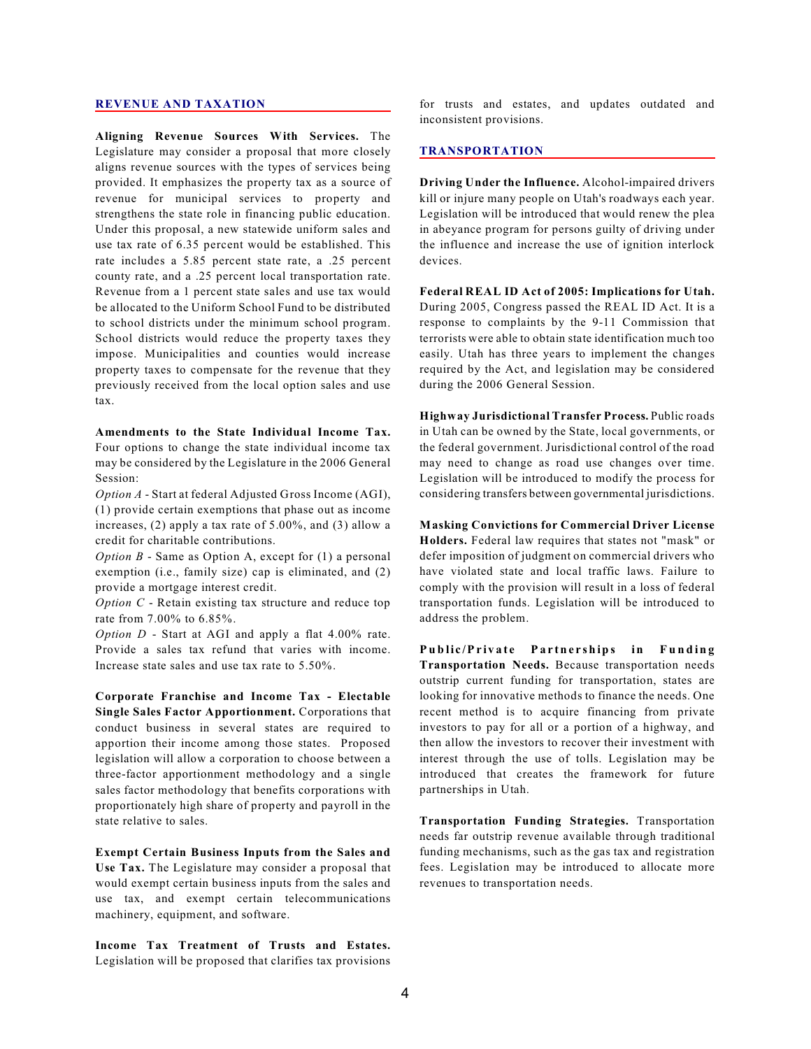## REVENUE AND TAXATION

**Aligning Revenue Sources With Services.** The Legislature may consider a proposal that more closely aligns revenue sources with the types of services being provided. It emphasizes the property tax as a source of revenue for municipal services to property and strengthens the state role in financing public education. Under this proposal, a new statewide uniform sales and use tax rate of 6.35 percent would be established. This rate includes a 5.85 percent state rate, a .25 percent county rate, and a .25 percent local transportation rate. Revenue from a 1 percent state sales and use tax would be allocated to the Uniform School Fund to be distributed to school districts under the minimum school program. School districts would reduce the property taxes they impose. Municipalities and counties would increase property taxes to compensate for the revenue that they previously received from the local option sales and use tax.

**Amendments to the State Individual Income Tax.** Four options to change the state individual income tax may be considered by the Legislature in the 2006 General Session:

*Option A* - Start at federal Adjusted Gross Income (AGI), (1) provide certain exemptions that phase out as income increases, (2) apply a tax rate of 5.00%, and (3) allow a credit for charitable contributions.

*Option B* - Same as Option A, except for (1) a personal exemption (i.e., family size) cap is eliminated, and (2) provide a mortgage interest credit.

*Option C* - Retain existing tax structure and reduce top rate from 7.00% to 6.85%.

*Option D* - Start at AGI and apply a flat 4.00% rate. Provide a sales tax refund that varies with income. Increase state sales and use tax rate to 5.50%.

**Corporate Franchise and Income Tax - Electable Single Sales Factor Apportionment.** Corporations that conduct business in several states are required to apportion their income among those states. Proposed legislation will allow a corporation to choose between a three-factor apportionment methodology and a single sales factor methodology that benefits corporations with proportionately high share of property and payroll in the state relative to sales.

**Exempt Certain Business Inputs from the Sales and Use Tax.** The Legislature may consider a proposal that would exempt certain business inputs from the sales and use tax, and exempt certain telecommunications machinery, equipment, and software.

**Income Tax Treatment of Trusts and Estates.** Legislation will be proposed that clarifies tax provisions for trusts and estates, and updates outdated and inconsistent provisions.

## TRANSPORTATION

**Driving Under the Influence.** Alcohol-impaired drivers kill or injure many people on Utah's roadways each year. Legislation will be introduced that would renew the plea in abeyance program for persons guilty of driving under the influence and increase the use of ignition interlock devices.

**Federal REAL ID Act of 2005: Implications for Utah.** During 2005, Congress passed the REAL ID Act. It is a response to complaints by the 9-11 Commission that terrorists were able to obtain state identification much too easily. Utah has three years to implement the changes required by the Act, and legislation may be considered during the 2006 General Session.

**Highway Jurisdictional Transfer Process.** Public roads in Utah can be owned by the State, local governments, or the federal government. Jurisdictional control of the road may need to change as road use changes over time. Legislation will be introduced to modify the process for considering transfers between governmental jurisdictions.

**Masking Convictions for Commercial Driver License Holders.** Federal law requires that states not "mask" or defer imposition of judgment on commercial drivers who have violated state and local traffic laws. Failure to comply with the provision will result in a loss of federal transportation funds. Legislation will be introduced to address the problem.

**Public/Private Partnerships in Funding Transportation Needs.** Because transportation needs outstrip current funding for transportation, states are looking for innovative methods to finance the needs. One recent method is to acquire financing from private investors to pay for all or a portion of a highway, and then allow the investors to recover their investment with interest through the use of tolls. Legislation may be introduced that creates the framework for future partnerships in Utah.

**Transportation Funding Strategies.** Transportation needs far outstrip revenue available through traditional funding mechanisms, such as the gas tax and registration fees. Legislation may be introduced to allocate more revenues to transportation needs.